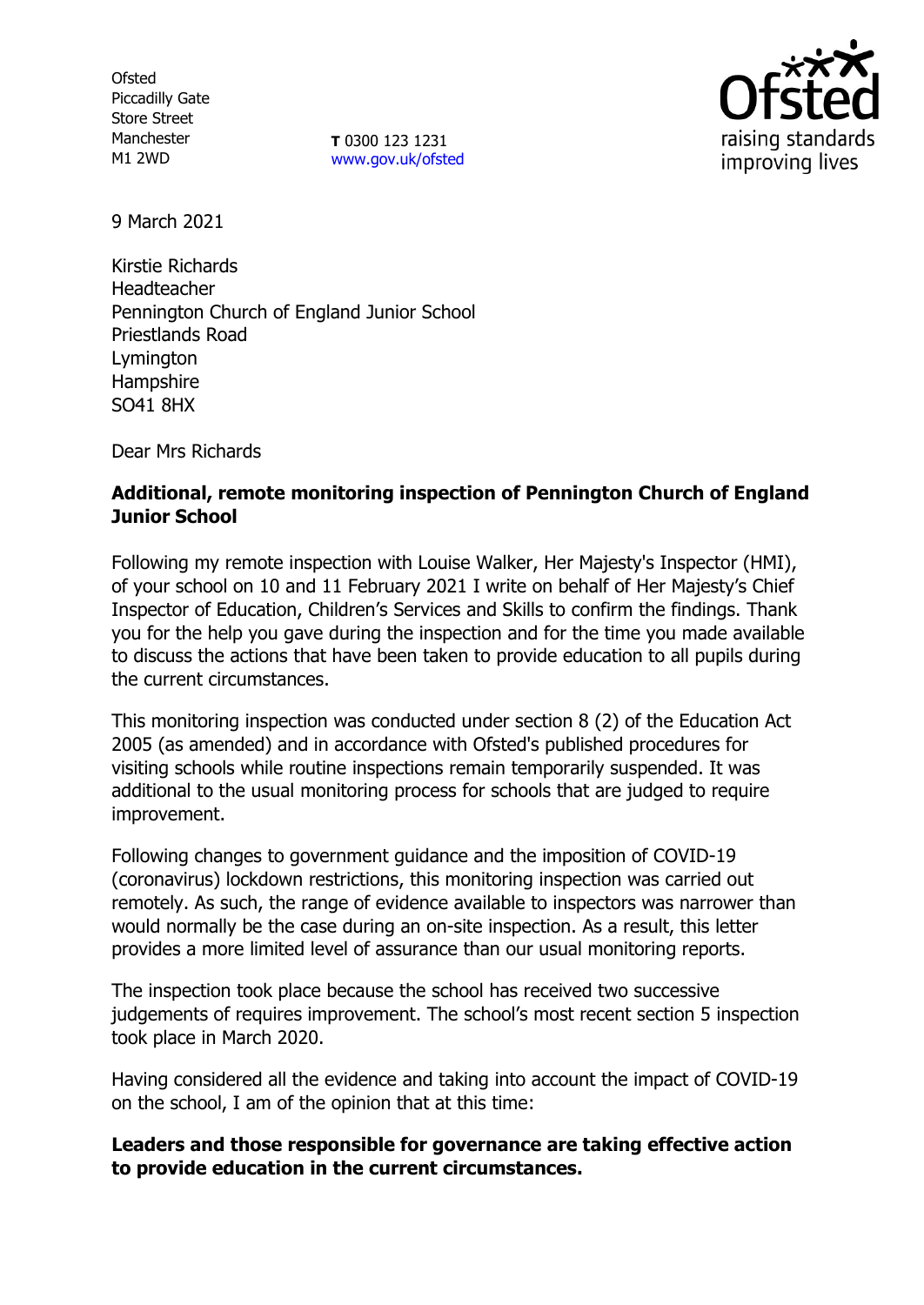Ofsted
Piccadilly Gate
Store Street
Manchester
M1 2WD

**T** 0300 123 1231
www.gov.uk/ofsted

raising standards
improving lives

9 March 2021

Kirstie Richards
Headteacher
Pennington Church of England Junior School
Priestlands Road
Lymington
Hampshire
SO41 8HX

Dear Mrs Richards

**Additional, remote monitoring inspection of Pennington Church of England Junior School**

Following my remote inspection with Louise Walker, Her Majesty's Inspector (HMI), of your school on 10 and 11 February 2021 I write on behalf of Her Majesty's Chief Inspector of Education, Children's Services and Skills to confirm the findings. Thank you for the help you gave during the inspection and for the time you made available to discuss the actions that have been taken to provide education to all pupils during the current circumstances.

This monitoring inspection was conducted under section 8 (2) of the Education Act 2005 (as amended) and in accordance with Ofsted's published procedures for visiting schools while routine inspections remain temporarily suspended. It was additional to the usual monitoring process for schools that are judged to require improvement.

Following changes to government guidance and the imposition of COVID-19 (coronavirus) lockdown restrictions, this monitoring inspection was carried out remotely. As such, the range of evidence available to inspectors was narrower than would normally be the case during an on-site inspection. As a result, this letter provides a more limited level of assurance than our usual monitoring reports.

The inspection took place because the school has received two successive judgements of requires improvement. The school's most recent section 5 inspection took place in March 2020.

Having considered all the evidence and taking into account the impact of COVID-19 on the school, I am of the opinion that at this time:

**Leaders and those responsible for governance are taking effective action to provide education in the current circumstances.**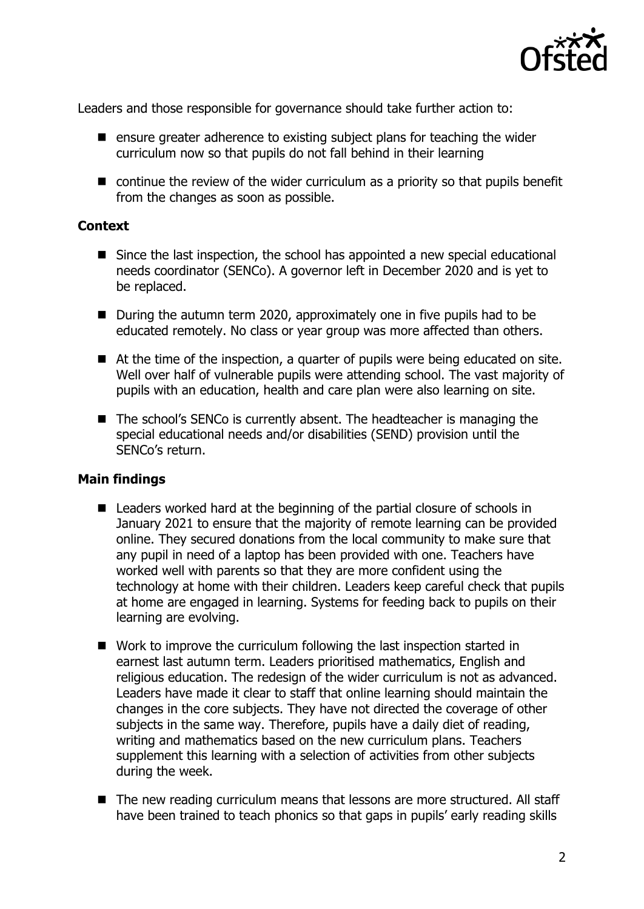Leaders and those responsible for governance should take further action to:

- ensure greater adherence to existing subject plans for teaching the wider curriculum now so that pupils do not fall behind in their learning
- continue the review of the wider curriculum as a priority so that pupils benefit from the changes as soon as possible.

### Context

- Since the last inspection, the school has appointed a new special educational needs coordinator (SENCo). A governor left in December 2020 and is yet to be replaced.
- During the autumn term 2020, approximately one in five pupils had to be educated remotely. No class or year group was more affected than others.
- At the time of the inspection, a quarter of pupils were being educated on site. Well over half of vulnerable pupils were attending school. The vast majority of pupils with an education, health and care plan were also learning on site.
- The school's SENCo is currently absent. The headteacher is managing the special educational needs and/or disabilities (SEND) provision until the SENCo's return.

### Main findings

- Leaders worked hard at the beginning of the partial closure of schools in January 2021 to ensure that the majority of remote learning can be provided online. They secured donations from the local community to make sure that any pupil in need of a laptop has been provided with one. Teachers have worked well with parents so that they are more confident using the technology at home with their children. Leaders keep careful check that pupils at home are engaged in learning. Systems for feeding back to pupils on their learning are evolving.
- Work to improve the curriculum following the last inspection started in earnest last autumn term. Leaders prioritised mathematics, English and religious education. The redesign of the wider curriculum is not as advanced. Leaders have made it clear to staff that online learning should maintain the changes in the core subjects. They have not directed the coverage of other subjects in the same way. Therefore, pupils have a daily diet of reading, writing and mathematics based on the new curriculum plans. Teachers supplement this learning with a selection of activities from other subjects during the week.
- The new reading curriculum means that lessons are more structured. All staff have been trained to teach phonics so that gaps in pupils' early reading skills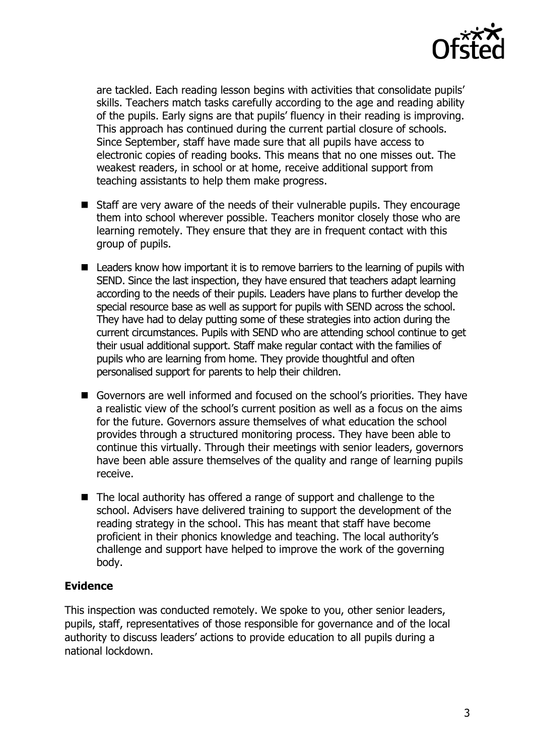are tackled. Each reading lesson begins with activities that consolidate pupils' skills. Teachers match tasks carefully according to the age and reading ability of the pupils. Early signs are that pupils' fluency in their reading is improving. This approach has continued during the current partial closure of schools. Since September, staff have made sure that all pupils have access to electronic copies of reading books. This means that no one misses out. The weakest readers, in school or at home, receive additional support from teaching assistants to help them make progress.

- Staff are very aware of the needs of their vulnerable pupils. They encourage them into school wherever possible. Teachers monitor closely those who are learning remotely. They ensure that they are in frequent contact with this group of pupils.
- Leaders know how important it is to remove barriers to the learning of pupils with SEND. Since the last inspection, they have ensured that teachers adapt learning according to the needs of their pupils. Leaders have plans to further develop the special resource base as well as support for pupils with SEND across the school. They have had to delay putting some of these strategies into action during the current circumstances. Pupils with SEND who are attending school continue to get their usual additional support. Staff make regular contact with the families of pupils who are learning from home. They provide thoughtful and often personalised support for parents to help their children.
- Governors are well informed and focused on the school's priorities. They have a realistic view of the school's current position as well as a focus on the aims for the future. Governors assure themselves of what education the school provides through a structured monitoring process. They have been able to continue this virtually. Through their meetings with senior leaders, governors have been able assure themselves of the quality and range of learning pupils receive.
- The local authority has offered a range of support and challenge to the school. Advisers have delivered training to support the development of the reading strategy in the school. This has meant that staff have become proficient in their phonics knowledge and teaching. The local authority's challenge and support have helped to improve the work of the governing body.

**Evidence**

This inspection was conducted remotely. We spoke to you, other senior leaders, pupils, staff, representatives of those responsible for governance and of the local authority to discuss leaders' actions to provide education to all pupils during a national lockdown.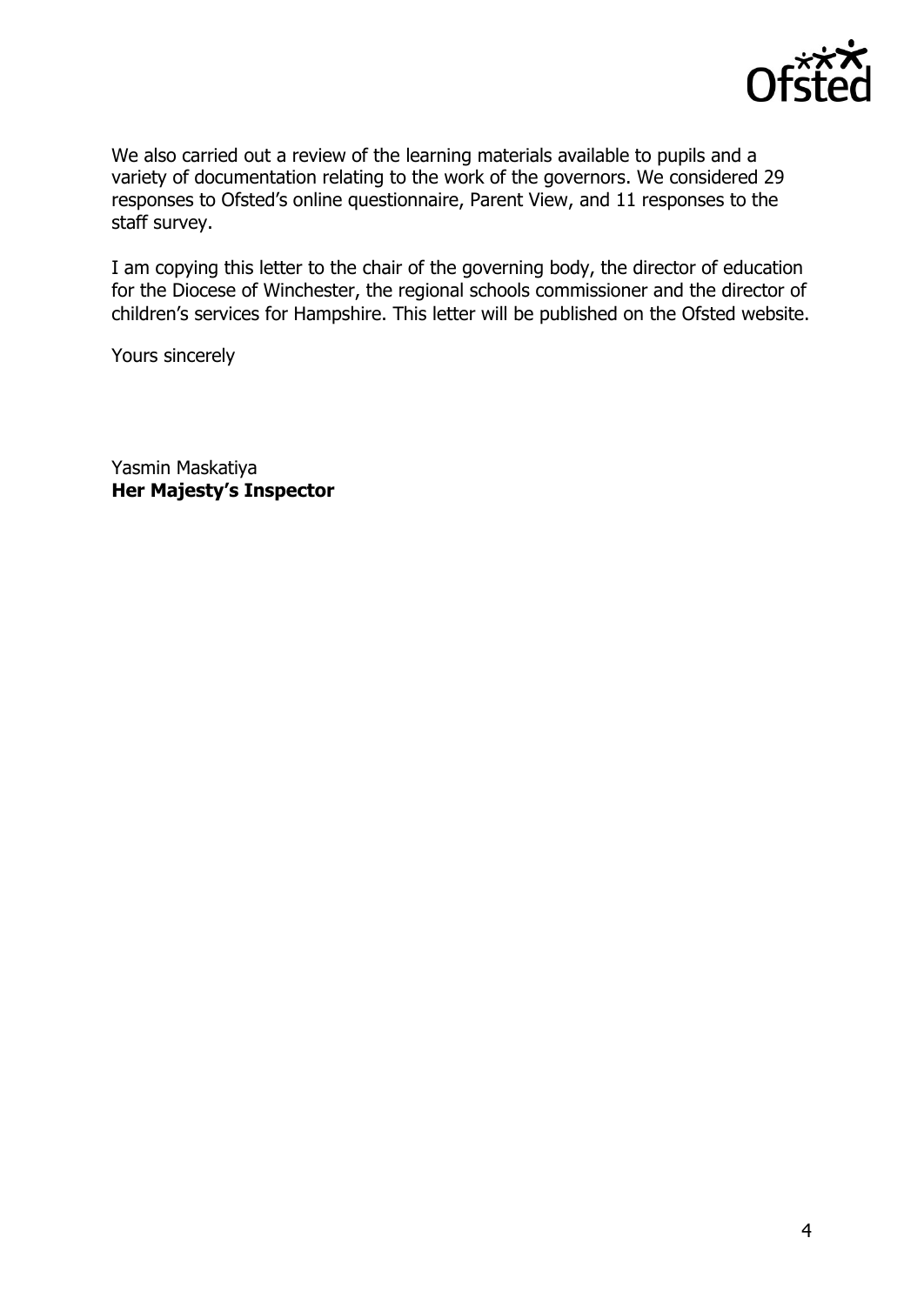We also carried out a review of the learning materials available to pupils and a variety of documentation relating to the work of the governors. We considered 29 responses to Ofsted's online questionnaire, Parent View, and 11 responses to the staff survey.

I am copying this letter to the chair of the governing body, the director of education for the Diocese of Winchester, the regional schools commissioner and the director of children's services for Hampshire. This letter will be published on the Ofsted website.

Yours sincerely

Yasmin Maskatiya
**Her Majesty's Inspector**